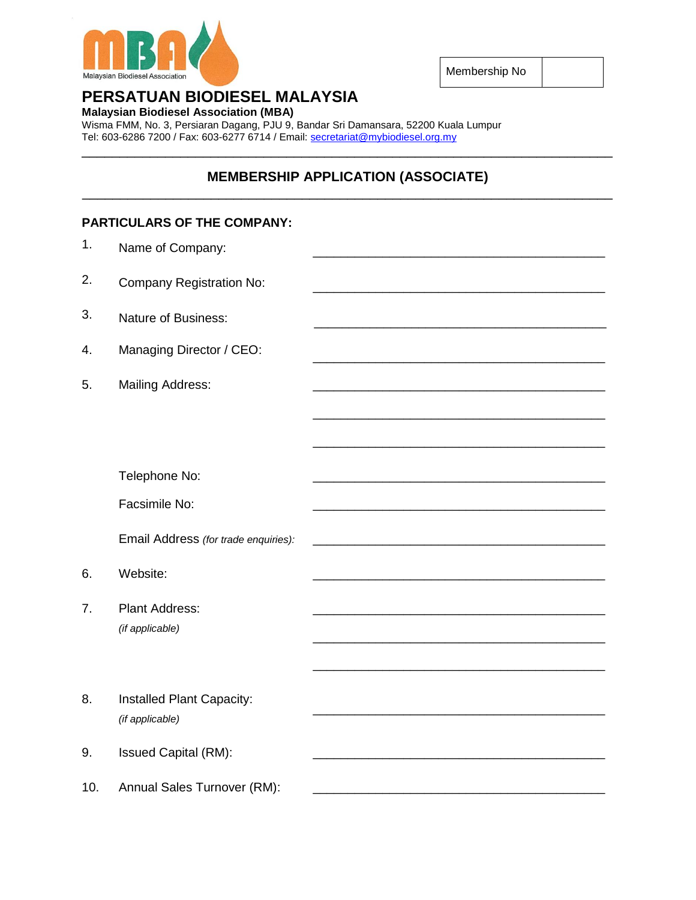Malaysian Biodiesel Association

| Membership No | |
|---|---|

# PERSATUAN BIODIESEL MALAYSIA

**Malaysian Biodiesel Association (MBA)**
Wisma FMM, No. 3, Persiaran Dagang, PJU 9, Bandar Sri Damansara, 52200 Kuala Lumpur
Tel: 603-6286 7200 / Fax: 603-6277 6714 / Email: secretariat@mybiodiesel.org.my

---

## MEMBERSHIP APPLICATION (ASSOCIATE)

---

**PARTICULARS OF THE COMPANY:**

1. Name of Company: ______________________________

2. Company Registration No: ______________________________

3. Nature of Business: ______________________________

4. Managing Director / CEO: ______________________________

5. Mailing Address: ______________________________

   ______________________________

   ______________________________

   Telephone No: ______________________________

   Facsimile No: ______________________________

   Email Address *(for trade enquiries)*: ______________________________

6. Website: ______________________________

7. Plant Address: ______________________________
   *(if applicable)*

   ______________________________

   ______________________________

8. Installed Plant Capacity: ______________________________
   *(if applicable)*

9. Issued Capital (RM): ______________________________

10. Annual Sales Turnover (RM): ______________________________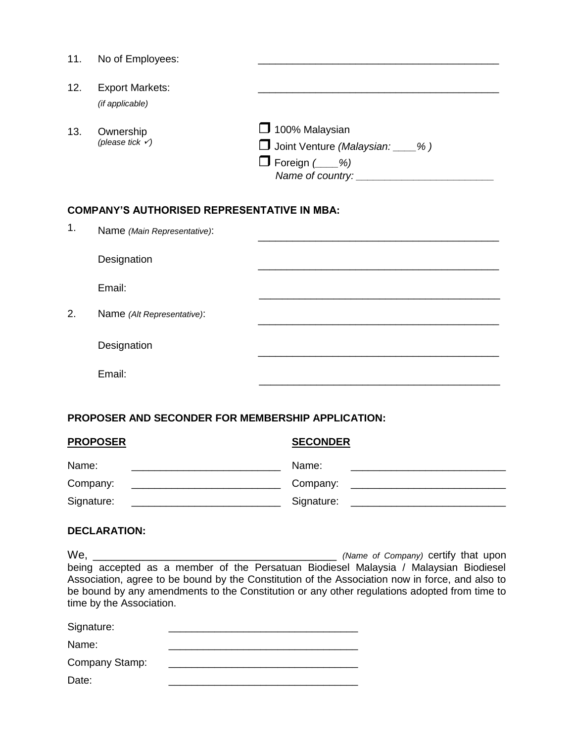11. No of Employees: ________________________________________

12. Export Markets: ________________________________________
    *(if applicable)*

13. Ownership *(please tick ✓)*
    - ❒ 100% Malaysian
    - ❒ Joint Venture *(Malaysian: ____% )*
    - ❒ Foreign *(____%)*
      *Name of country: ________________________*

**COMPANY'S AUTHORISED REPRESENTATIVE IN MBA:**

1. Name *(Main Representative)*: ________________________________________

   Designation ________________________________________

   Email: ________________________________________

2. Name *(Alt Representative)*: ________________________________________

   Designation ________________________________________

   Email: ________________________________________

**PROPOSER AND SECONDER FOR MEMBERSHIP APPLICATION:**

| **PROPOSER** | | **SECONDER** | |
|---|---|---|---|
| Name: | __________________________ | Name: | __________________________ |
| Company: | __________________________ | Company: | __________________________ |
| Signature: | __________________________ | Signature: | __________________________ |

**DECLARATION:**

We, ________________________________________ *(Name of Company)* certify that upon being accepted as a member of the Persatuan Biodiesel Malaysia / Malaysian Biodiesel Association, agree to be bound by the Constitution of the Association now in force, and also to be bound by any amendments to the Constitution or any other regulations adopted from time to time by the Association.

Signature: ________________________________

Name: ________________________________

Company Stamp: ________________________________

Date: ________________________________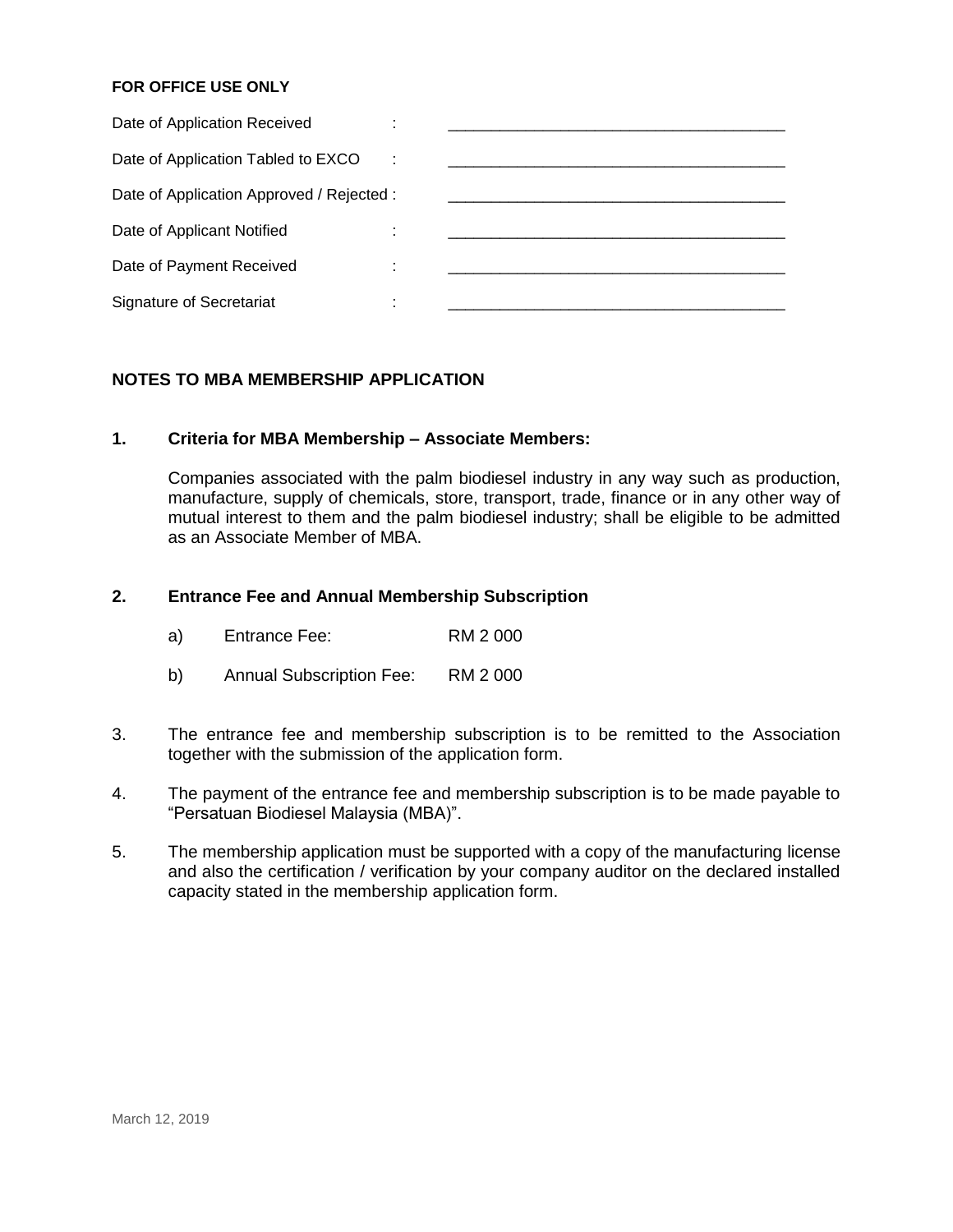**FOR OFFICE USE ONLY**

| | | |
|---|---|---|
| Date of Application Received | : | _______________________________________ |
| Date of Application Tabled to EXCO | : | _______________________________________ |
| Date of Application Approved / Rejected | : | _______________________________________ |
| Date of Applicant Notified | : | _______________________________________ |
| Date of Payment Received | : | _______________________________________ |
| Signature of Secretariat | : | _______________________________________ |

## NOTES TO MBA MEMBERSHIP APPLICATION

**1. Criteria for MBA Membership – Associate Members:**

Companies associated with the palm biodiesel industry in any way such as production, manufacture, supply of chemicals, store, transport, trade, finance or in any other way of mutual interest to them and the palm biodiesel industry; shall be eligible to be admitted as an Associate Member of MBA.

**2. Entrance Fee and Annual Membership Subscription**

a) Entrance Fee: RM 2 000

b) Annual Subscription Fee: RM 2 000

3. The entrance fee and membership subscription is to be remitted to the Association together with the submission of the application form.

4. The payment of the entrance fee and membership subscription is to be made payable to “Persatuan Biodiesel Malaysia (MBA)”.

5. The membership application must be supported with a copy of the manufacturing license and also the certification / verification by your company auditor on the declared installed capacity stated in the membership application form.

March 12, 2019